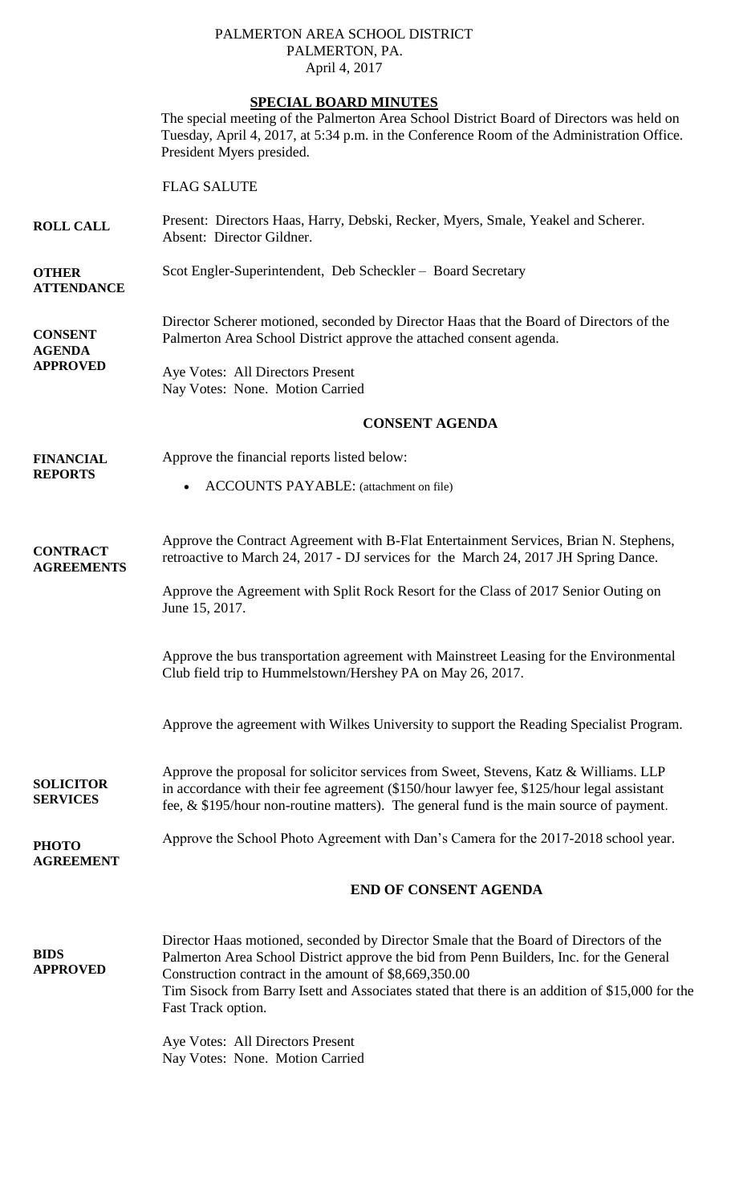PALMERTON AREA SCHOOL DISTRICT
PALMERTON, PA.
April 4, 2017

## SPECIAL BOARD MINUTES

The special meeting of the Palmerton Area School District Board of Directors was held on Tuesday, April 4, 2017, at 5:34 p.m. in the Conference Room of the Administration Office. President Myers presided.

FLAG SALUTE

**ROLL CALL**

Present: Directors Haas, Harry, Debski, Recker, Myers, Smale, Yeakel and Scherer.
Absent: Director Gildner.

**OTHER ATTENDANCE**

Scot Engler-Superintendent, Deb Scheckler – Board Secretary

**CONSENT AGENDA APPROVED**

Director Scherer motioned, seconded by Director Haas that the Board of Directors of the Palmerton Area School District approve the attached consent agenda.

Aye Votes: All Directors Present
Nay Votes: None. Motion Carried

### CONSENT AGENDA

**FINANCIAL REPORTS**

Approve the financial reports listed below:

- ACCOUNTS PAYABLE: (attachment on file)

**CONTRACT AGREEMENTS**

Approve the Contract Agreement with B-Flat Entertainment Services, Brian N. Stephens, retroactive to March 24, 2017 - DJ services for the March 24, 2017 JH Spring Dance.

Approve the Agreement with Split Rock Resort for the Class of 2017 Senior Outing on June 15, 2017.

Approve the bus transportation agreement with Mainstreet Leasing for the Environmental Club field trip to Hummelstown/Hershey PA on May 26, 2017.

Approve the agreement with Wilkes University to support the Reading Specialist Program.

**SOLICITOR SERVICES**

Approve the proposal for solicitor services from Sweet, Stevens, Katz & Williams. LLP in accordance with their fee agreement ($150/hour lawyer fee, $125/hour legal assistant fee, & $195/hour non-routine matters). The general fund is the main source of payment.

**PHOTO AGREEMENT**

Approve the School Photo Agreement with Dan's Camera for the 2017-2018 school year.

### END OF CONSENT AGENDA

**BIDS APPROVED**

Director Haas motioned, seconded by Director Smale that the Board of Directors of the Palmerton Area School District approve the bid from Penn Builders, Inc. for the General Construction contract in the amount of $8,669,350.00
Tim Sisock from Barry Isett and Associates stated that there is an addition of $15,000 for the Fast Track option.

Aye Votes: All Directors Present
Nay Votes: None. Motion Carried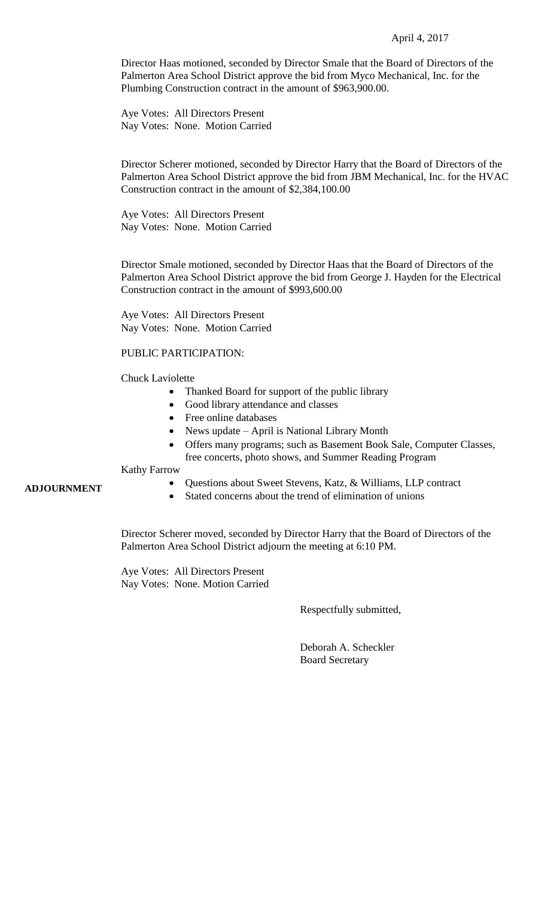April 4, 2017

Director Haas motioned, seconded by Director Smale that the Board of Directors of the Palmerton Area School District approve the bid from Myco Mechanical, Inc. for the Plumbing Construction contract in the amount of $963,900.00.

Aye Votes: All Directors Present
Nay Votes: None. Motion Carried

Director Scherer motioned, seconded by Director Harry that the Board of Directors of the Palmerton Area School District approve the bid from JBM Mechanical, Inc. for the HVAC Construction contract in the amount of $2,384,100.00

Aye Votes: All Directors Present
Nay Votes: None. Motion Carried

Director Smale motioned, seconded by Director Haas that the Board of Directors of the Palmerton Area School District approve the bid from George J. Hayden for the Electrical Construction contract in the amount of $993,600.00

Aye Votes: All Directors Present
Nay Votes: None. Motion Carried

PUBLIC PARTICIPATION:

Chuck Laviolette

- Thanked Board for support of the public library
- Good library attendance and classes
- Free online databases
- News update – April is National Library Month
- Offers many programs; such as Basement Book Sale, Computer Classes, free concerts, photo shows, and Summer Reading Program

Kathy Farrow

- Questions about Sweet Stevens, Katz, & Williams, LLP contract
- Stated concerns about the trend of elimination of unions

**ADJOURNMENT**

Director Scherer moved, seconded by Director Harry that the Board of Directors of the Palmerton Area School District adjourn the meeting at 6:10 PM.

Aye Votes: All Directors Present
Nay Votes: None. Motion Carried

Respectfully submitted,

Deborah A. Scheckler
Board Secretary